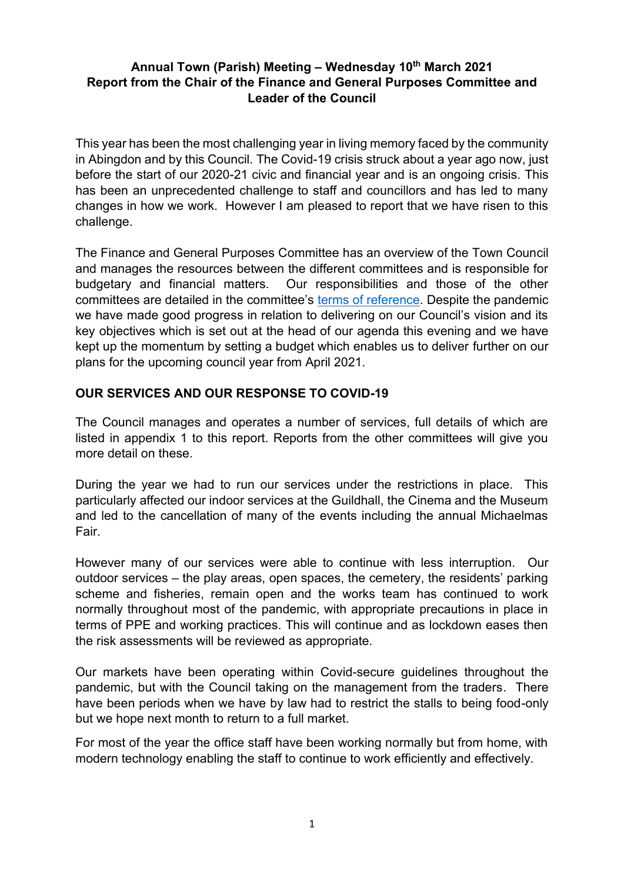# Annual Town (Parish) Meeting – Wednesday 10th March 2021
## Report from the Chair of the Finance and General Purposes Committee and Leader of the Council

This year has been the most challenging year in living memory faced by the community in Abingdon and by this Council. The Covid-19 crisis struck about a year ago now, just before the start of our 2020-21 civic and financial year and is an ongoing crisis. This has been an unprecedented challenge to staff and councillors and has led to many changes in how we work. However I am pleased to report that we have risen to this challenge.

The Finance and General Purposes Committee has an overview of the Town Council and manages the resources between the different committees and is responsible for budgetary and financial matters. Our responsibilities and those of the other committees are detailed in the committee's terms of reference. Despite the pandemic we have made good progress in relation to delivering on our Council's vision and its key objectives which is set out at the head of our agenda this evening and we have kept up the momentum by setting a budget which enables us to deliver further on our plans for the upcoming council year from April 2021.

## OUR SERVICES AND OUR RESPONSE TO COVID-19

The Council manages and operates a number of services, full details of which are listed in appendix 1 to this report. Reports from the other committees will give you more detail on these.

During the year we had to run our services under the restrictions in place. This particularly affected our indoor services at the Guildhall, the Cinema and the Museum and led to the cancellation of many of the events including the annual Michaelmas Fair.

However many of our services were able to continue with less interruption. Our outdoor services – the play areas, open spaces, the cemetery, the residents' parking scheme and fisheries, remain open and the works team has continued to work normally throughout most of the pandemic, with appropriate precautions in place in terms of PPE and working practices. This will continue and as lockdown eases then the risk assessments will be reviewed as appropriate.

Our markets have been operating within Covid-secure guidelines throughout the pandemic, but with the Council taking on the management from the traders. There have been periods when we have by law had to restrict the stalls to being food-only but we hope next month to return to a full market.

For most of the year the office staff have been working normally but from home, with modern technology enabling the staff to continue to work efficiently and effectively.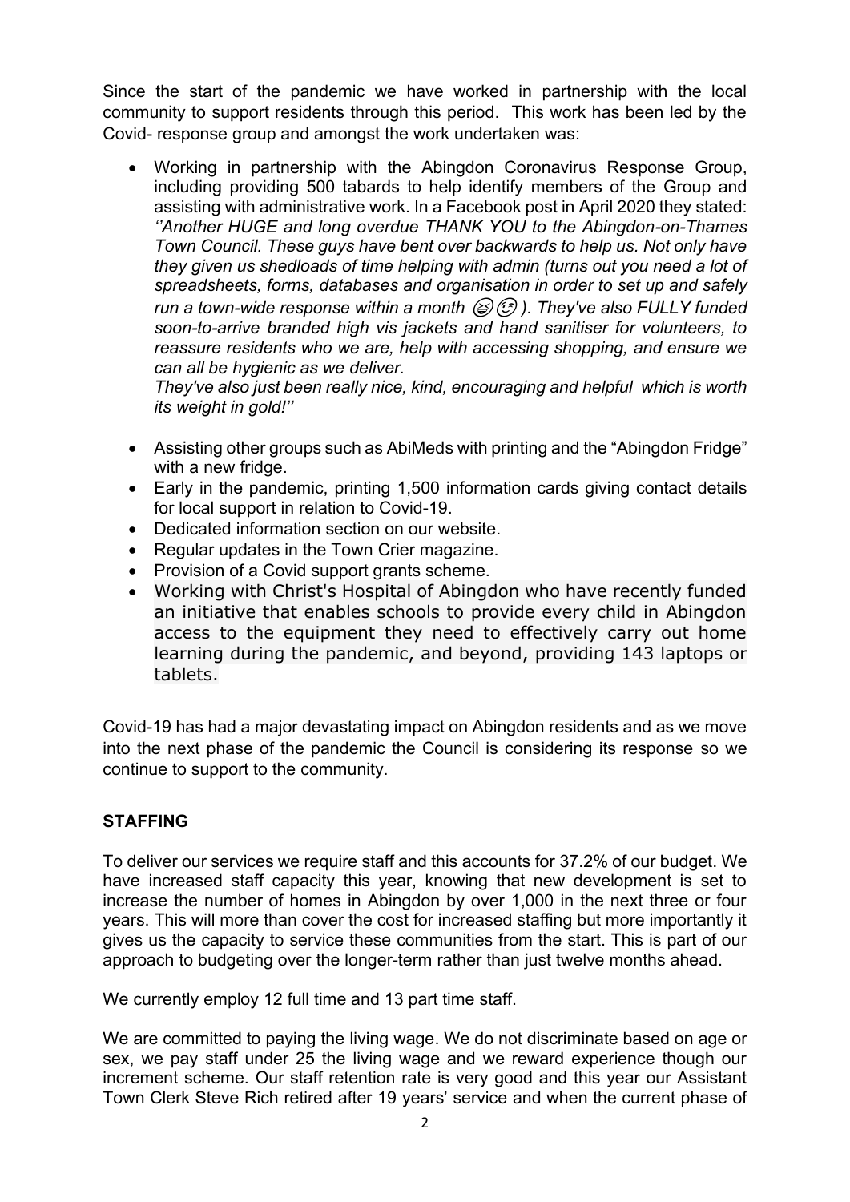Since the start of the pandemic we have worked in partnership with the local community to support residents through this period. This work has been led by the Covid- response group and amongst the work undertaken was:

- Working in partnership with the Abingdon Coronavirus Response Group, including providing 500 tabards to help identify members of the Group and assisting with administrative work. In a Facebook post in April 2020 they stated: *''Another HUGE and long overdue THANK YOU to the Abingdon-on-Thames Town Council. These guys have bent over backwards to help us. Not only have they given us shedloads of time helping with admin (turns out you need a lot of spreadsheets, forms, databases and organisation in order to set up and safely run a town-wide response within a month 😅😉 ). They've also FULLY funded soon-to-arrive branded high vis jackets and hand sanitiser for volunteers, to reassure residents who we are, help with accessing shopping, and ensure we can all be hygienic as we deliver.*

  *They've also just been really nice, kind, encouraging and helpful which is worth its weight in gold!''*

- Assisting other groups such as AbiMeds with printing and the "Abingdon Fridge" with a new fridge.
- Early in the pandemic, printing 1,500 information cards giving contact details for local support in relation to Covid-19.
- Dedicated information section on our website.
- Regular updates in the Town Crier magazine.
- Provision of a Covid support grants scheme.
- Working with Christ's Hospital of Abingdon who have recently funded an initiative that enables schools to provide every child in Abingdon access to the equipment they need to effectively carry out home learning during the pandemic, and beyond, providing 143 laptops or tablets.

Covid-19 has had a major devastating impact on Abingdon residents and as we move into the next phase of the pandemic the Council is considering its response so we continue to support to the community.

## STAFFING

To deliver our services we require staff and this accounts for 37.2% of our budget. We have increased staff capacity this year, knowing that new development is set to increase the number of homes in Abingdon by over 1,000 in the next three or four years. This will more than cover the cost for increased staffing but more importantly it gives us the capacity to service these communities from the start. This is part of our approach to budgeting over the longer-term rather than just twelve months ahead.

We currently employ 12 full time and 13 part time staff.

We are committed to paying the living wage. We do not discriminate based on age or sex, we pay staff under 25 the living wage and we reward experience though our increment scheme. Our staff retention rate is very good and this year our Assistant Town Clerk Steve Rich retired after 19 years' service and when the current phase of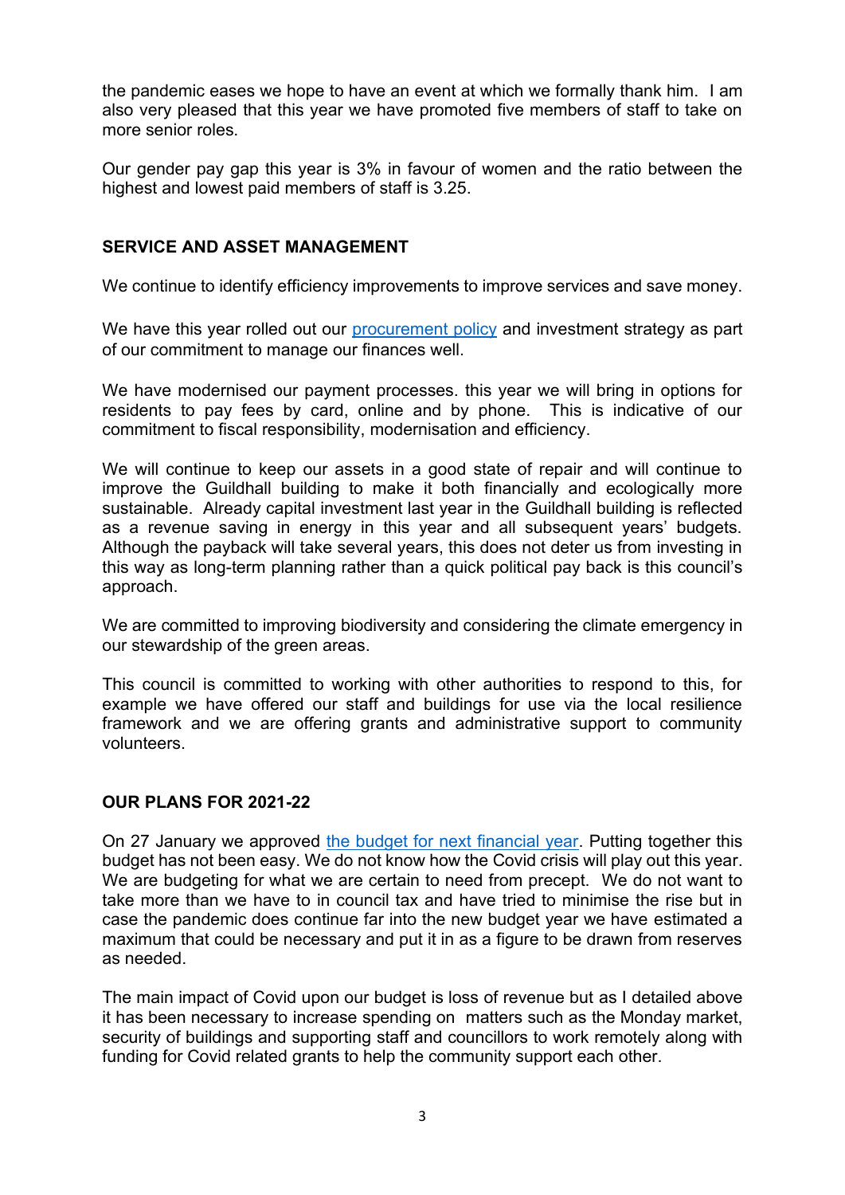the pandemic eases we hope to have an event at which we formally thank him. I am also very pleased that this year we have promoted five members of staff to take on more senior roles.

Our gender pay gap this year is 3% in favour of women and the ratio between the highest and lowest paid members of staff is 3.25.

## SERVICE AND ASSET MANAGEMENT

We continue to identify efficiency improvements to improve services and save money.

We have this year rolled out our [procurement policy]() and investment strategy as part of our commitment to manage our finances well.

We have modernised our payment processes. this year we will bring in options for residents to pay fees by card, online and by phone. This is indicative of our commitment to fiscal responsibility, modernisation and efficiency.

We will continue to keep our assets in a good state of repair and will continue to improve the Guildhall building to make it both financially and ecologically more sustainable. Already capital investment last year in the Guildhall building is reflected as a revenue saving in energy in this year and all subsequent years' budgets. Although the payback will take several years, this does not deter us from investing in this way as long-term planning rather than a quick political pay back is this council's approach.

We are committed to improving biodiversity and considering the climate emergency in our stewardship of the green areas.

This council is committed to working with other authorities to respond to this, for example we have offered our staff and buildings for use via the local resilience framework and we are offering grants and administrative support to community volunteers.

## OUR PLANS FOR 2021-22

On 27 January we approved [the budget for next financial year](). Putting together this budget has not been easy. We do not know how the Covid crisis will play out this year. We are budgeting for what we are certain to need from precept. We do not want to take more than we have to in council tax and have tried to minimise the rise but in case the pandemic does continue far into the new budget year we have estimated a maximum that could be necessary and put it in as a figure to be drawn from reserves as needed.

The main impact of Covid upon our budget is loss of revenue but as I detailed above it has been necessary to increase spending on matters such as the Monday market, security of buildings and supporting staff and councillors to work remotely along with funding for Covid related grants to help the community support each other.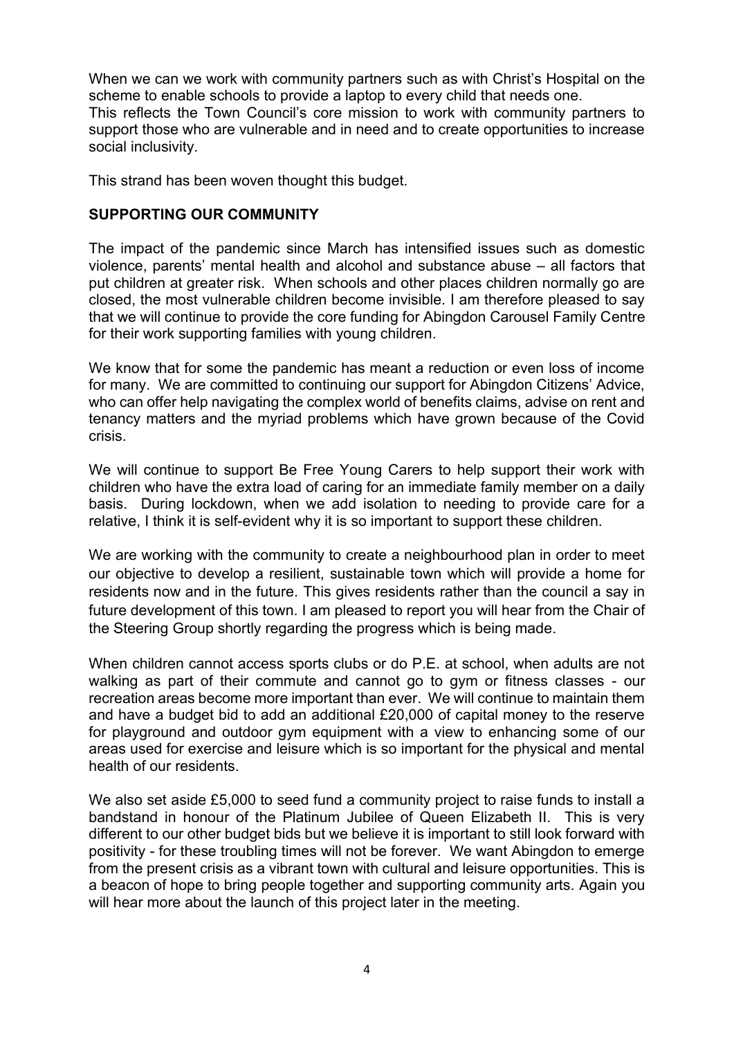When we can we work with community partners such as with Christ's Hospital on the scheme to enable schools to provide a laptop to every child that needs one.
This reflects the Town Council's core mission to work with community partners to support those who are vulnerable and in need and to create opportunities to increase social inclusivity.

This strand has been woven thought this budget.

## SUPPORTING OUR COMMUNITY

The impact of the pandemic since March has intensified issues such as domestic violence, parents' mental health and alcohol and substance abuse – all factors that put children at greater risk. When schools and other places children normally go are closed, the most vulnerable children become invisible. I am therefore pleased to say that we will continue to provide the core funding for Abingdon Carousel Family Centre for their work supporting families with young children.

We know that for some the pandemic has meant a reduction or even loss of income for many. We are committed to continuing our support for Abingdon Citizens' Advice, who can offer help navigating the complex world of benefits claims, advise on rent and tenancy matters and the myriad problems which have grown because of the Covid crisis.

We will continue to support Be Free Young Carers to help support their work with children who have the extra load of caring for an immediate family member on a daily basis. During lockdown, when we add isolation to needing to provide care for a relative, I think it is self-evident why it is so important to support these children.

We are working with the community to create a neighbourhood plan in order to meet our objective to develop a resilient, sustainable town which will provide a home for residents now and in the future. This gives residents rather than the council a say in future development of this town. I am pleased to report you will hear from the Chair of the Steering Group shortly regarding the progress which is being made.

When children cannot access sports clubs or do P.E. at school, when adults are not walking as part of their commute and cannot go to gym or fitness classes - our recreation areas become more important than ever. We will continue to maintain them and have a budget bid to add an additional £20,000 of capital money to the reserve for playground and outdoor gym equipment with a view to enhancing some of our areas used for exercise and leisure which is so important for the physical and mental health of our residents.

We also set aside £5,000 to seed fund a community project to raise funds to install a bandstand in honour of the Platinum Jubilee of Queen Elizabeth II. This is very different to our other budget bids but we believe it is important to still look forward with positivity - for these troubling times will not be forever. We want Abingdon to emerge from the present crisis as a vibrant town with cultural and leisure opportunities. This is a beacon of hope to bring people together and supporting community arts. Again you will hear more about the launch of this project later in the meeting.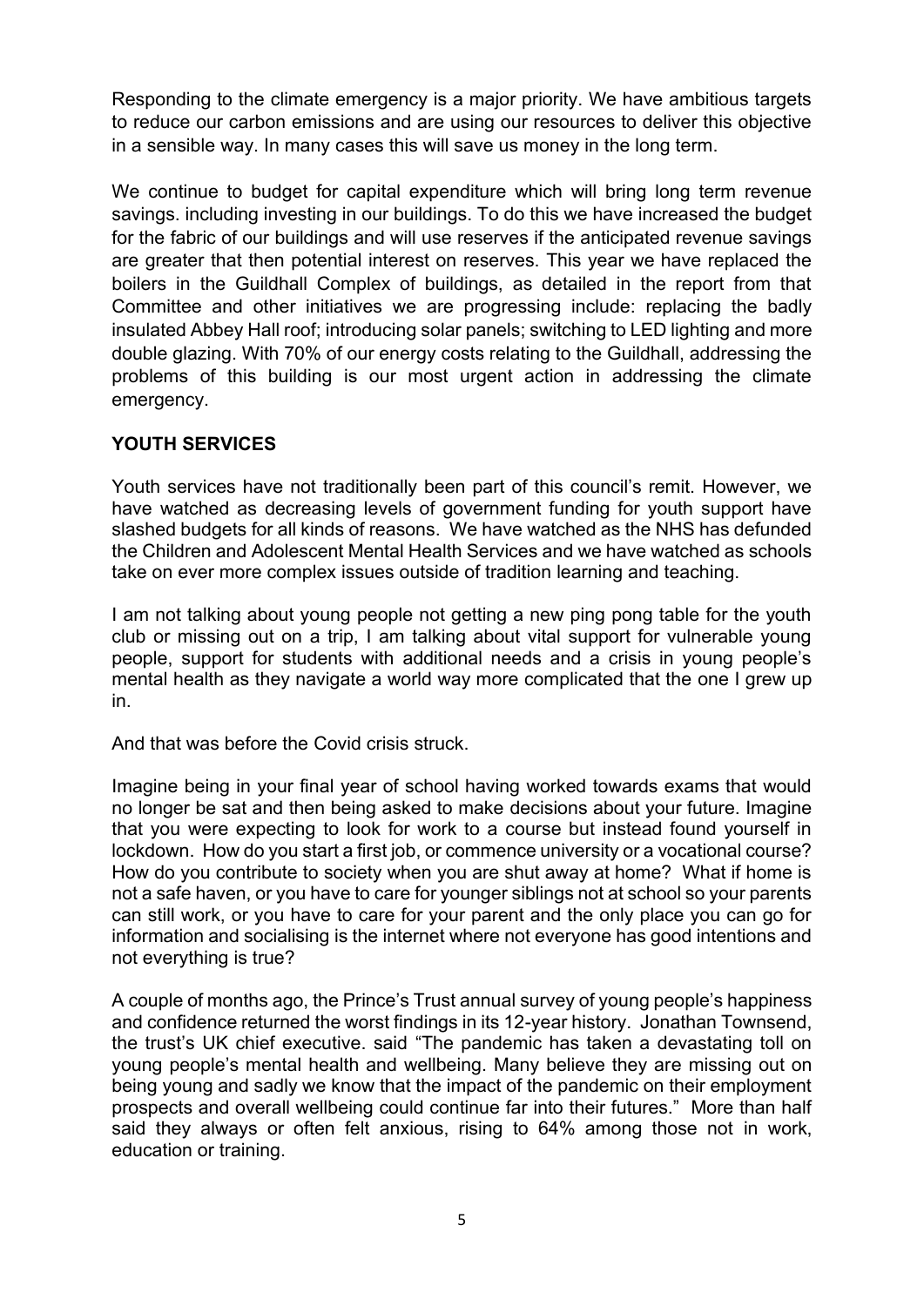Responding to the climate emergency is a major priority. We have ambitious targets to reduce our carbon emissions and are using our resources to deliver this objective in a sensible way. In many cases this will save us money in the long term.

We continue to budget for capital expenditure which will bring long term revenue savings. including investing in our buildings. To do this we have increased the budget for the fabric of our buildings and will use reserves if the anticipated revenue savings are greater that then potential interest on reserves. This year we have replaced the boilers in the Guildhall Complex of buildings, as detailed in the report from that Committee and other initiatives we are progressing include: replacing the badly insulated Abbey Hall roof; introducing solar panels; switching to LED lighting and more double glazing. With 70% of our energy costs relating to the Guildhall, addressing the problems of this building is our most urgent action in addressing the climate emergency.

**YOUTH SERVICES**

Youth services have not traditionally been part of this council's remit. However, we have watched as decreasing levels of government funding for youth support have slashed budgets for all kinds of reasons. We have watched as the NHS has defunded the Children and Adolescent Mental Health Services and we have watched as schools take on ever more complex issues outside of tradition learning and teaching.

I am not talking about young people not getting a new ping pong table for the youth club or missing out on a trip, I am talking about vital support for vulnerable young people, support for students with additional needs and a crisis in young people's mental health as they navigate a world way more complicated that the one I grew up in.

And that was before the Covid crisis struck.

Imagine being in your final year of school having worked towards exams that would no longer be sat and then being asked to make decisions about your future. Imagine that you were expecting to look for work to a course but instead found yourself in lockdown. How do you start a first job, or commence university or a vocational course? How do you contribute to society when you are shut away at home? What if home is not a safe haven, or you have to care for younger siblings not at school so your parents can still work, or you have to care for your parent and the only place you can go for information and socialising is the internet where not everyone has good intentions and not everything is true?

A couple of months ago, the Prince's Trust annual survey of young people's happiness and confidence returned the worst findings in its 12-year history. Jonathan Townsend, the trust's UK chief executive. said "The pandemic has taken a devastating toll on young people's mental health and wellbeing. Many believe they are missing out on being young and sadly we know that the impact of the pandemic on their employment prospects and overall wellbeing could continue far into their futures." More than half said they always or often felt anxious, rising to 64% among those not in work, education or training.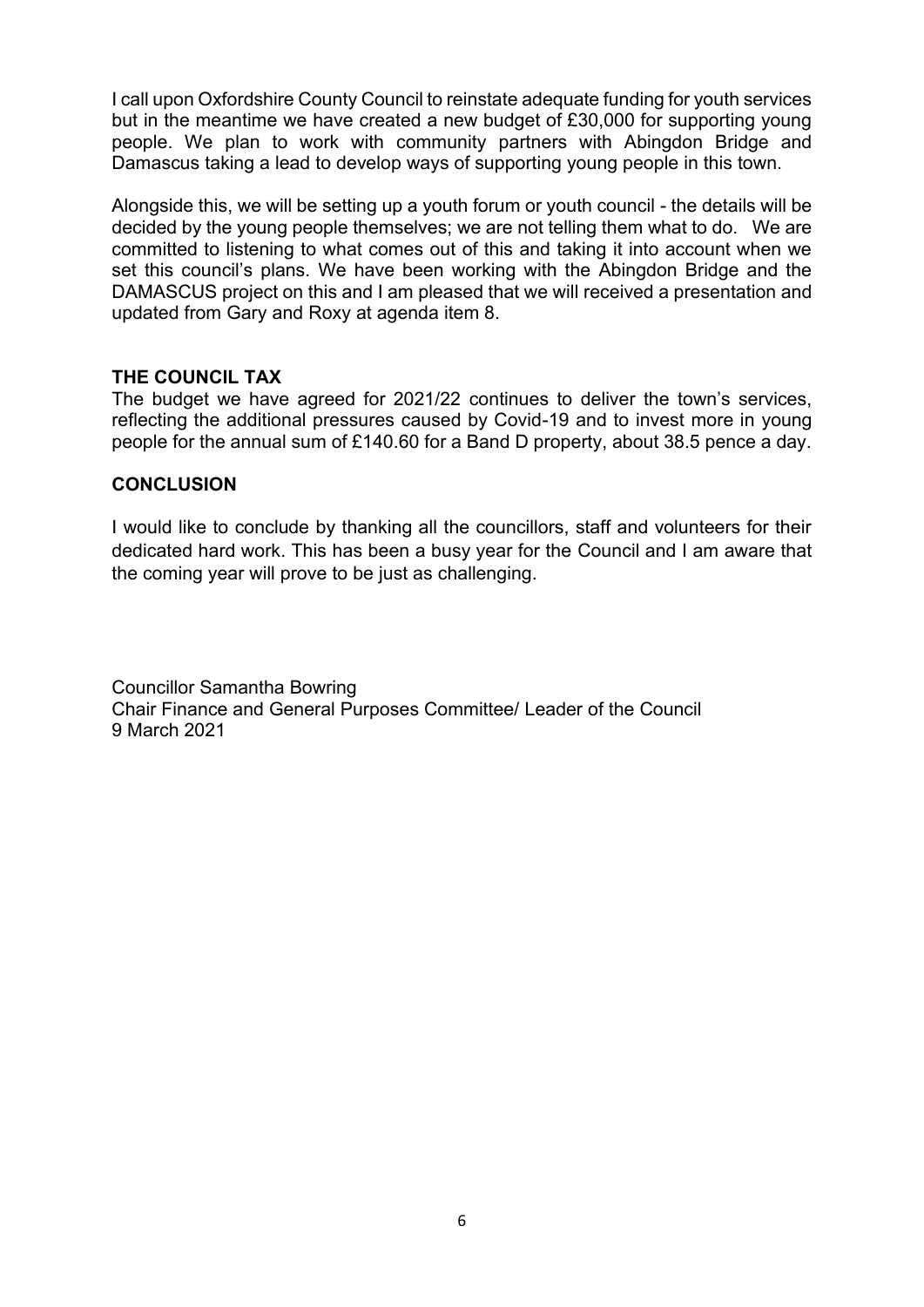I call upon Oxfordshire County Council to reinstate adequate funding for youth services but in the meantime we have created a new budget of £30,000 for supporting young people. We plan to work with community partners with Abingdon Bridge and Damascus taking a lead to develop ways of supporting young people in this town.

Alongside this, we will be setting up a youth forum or youth council - the details will be decided by the young people themselves; we are not telling them what to do. We are committed to listening to what comes out of this and taking it into account when we set this council's plans. We have been working with the Abingdon Bridge and the DAMASCUS project on this and I am pleased that we will received a presentation and updated from Gary and Roxy at agenda item 8.

**THE COUNCIL TAX**

The budget we have agreed for 2021/22 continues to deliver the town's services, reflecting the additional pressures caused by Covid-19 and to invest more in young people for the annual sum of £140.60 for a Band D property, about 38.5 pence a day.

**CONCLUSION**

I would like to conclude by thanking all the councillors, staff and volunteers for their dedicated hard work. This has been a busy year for the Council and I am aware that the coming year will prove to be just as challenging.

Councillor Samantha Bowring
Chair Finance and General Purposes Committee/ Leader of the Council
9 March 2021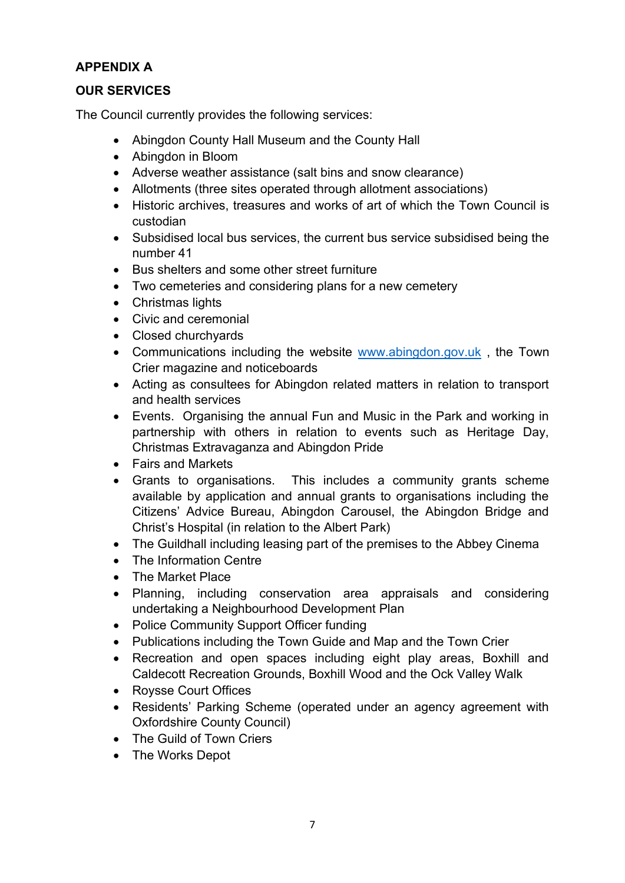## APPENDIX A

## OUR SERVICES

The Council currently provides the following services:

- Abingdon County Hall Museum and the County Hall
- Abingdon in Bloom
- Adverse weather assistance (salt bins and snow clearance)
- Allotments (three sites operated through allotment associations)
- Historic archives, treasures and works of art of which the Town Council is custodian
- Subsidised local bus services, the current bus service subsidised being the number 41
- Bus shelters and some other street furniture
- Two cemeteries and considering plans for a new cemetery
- Christmas lights
- Civic and ceremonial
- Closed churchyards
- Communications including the website www.abingdon.gov.uk , the Town Crier magazine and noticeboards
- Acting as consultees for Abingdon related matters in relation to transport and health services
- Events. Organising the annual Fun and Music in the Park and working in partnership with others in relation to events such as Heritage Day, Christmas Extravaganza and Abingdon Pride
- Fairs and Markets
- Grants to organisations. This includes a community grants scheme available by application and annual grants to organisations including the Citizens' Advice Bureau, Abingdon Carousel, the Abingdon Bridge and Christ's Hospital (in relation to the Albert Park)
- The Guildhall including leasing part of the premises to the Abbey Cinema
- The Information Centre
- The Market Place
- Planning, including conservation area appraisals and considering undertaking a Neighbourhood Development Plan
- Police Community Support Officer funding
- Publications including the Town Guide and Map and the Town Crier
- Recreation and open spaces including eight play areas, Boxhill and Caldecott Recreation Grounds, Boxhill Wood and the Ock Valley Walk
- Roysse Court Offices
- Residents' Parking Scheme (operated under an agency agreement with Oxfordshire County Council)
- The Guild of Town Criers
- The Works Depot